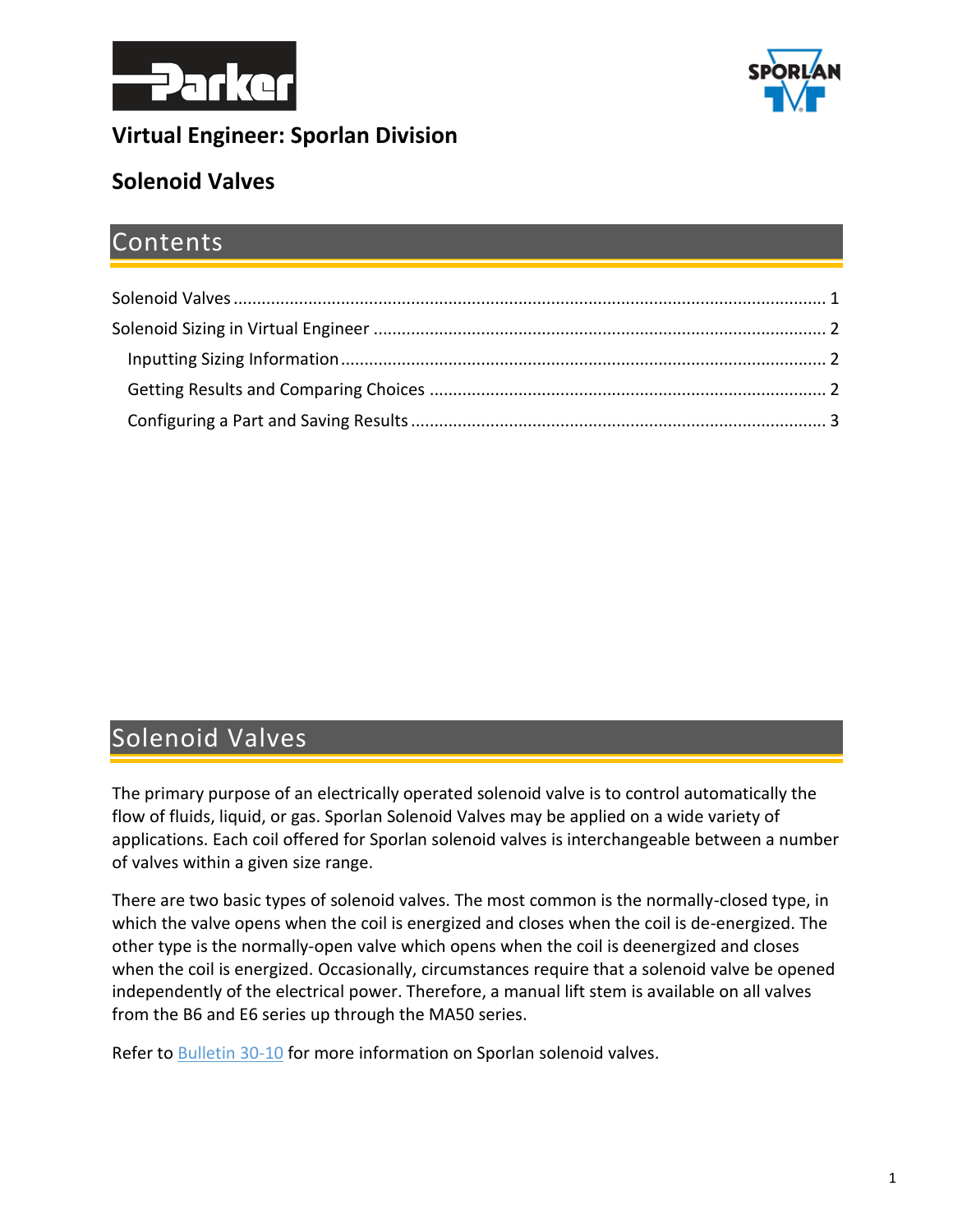# Virtual Engineer: Sporlan Division

## Solenoid Valves

## Contents

Solenoid Valves ........................................................................................................................ 1

Solenoid Sizing in Virtual Engineer ............................................................................................ 2

- Inputting Sizing Information ................................................................................................ 2
- Getting Results and Comparing Choices .............................................................................. 2
- Configuring a Part and Saving Results .................................................................................. 3

## Solenoid Valves

The primary purpose of an electrically operated solenoid valve is to control automatically the flow of fluids, liquid, or gas. Sporlan Solenoid Valves may be applied on a wide variety of applications. Each coil offered for Sporlan solenoid valves is interchangeable between a number of valves within a given size range.

There are two basic types of solenoid valves. The most common is the normally-closed type, in which the valve opens when the coil is energized and closes when the coil is de-energized. The other type is the normally-open valve which opens when the coil is deenergized and closes when the coil is energized. Occasionally, circumstances require that a solenoid valve be opened independently of the electrical power. Therefore, a manual lift stem is available on all valves from the B6 and E6 series up through the MA50 series.

Refer to Bulletin 30-10 for more information on Sporlan solenoid valves.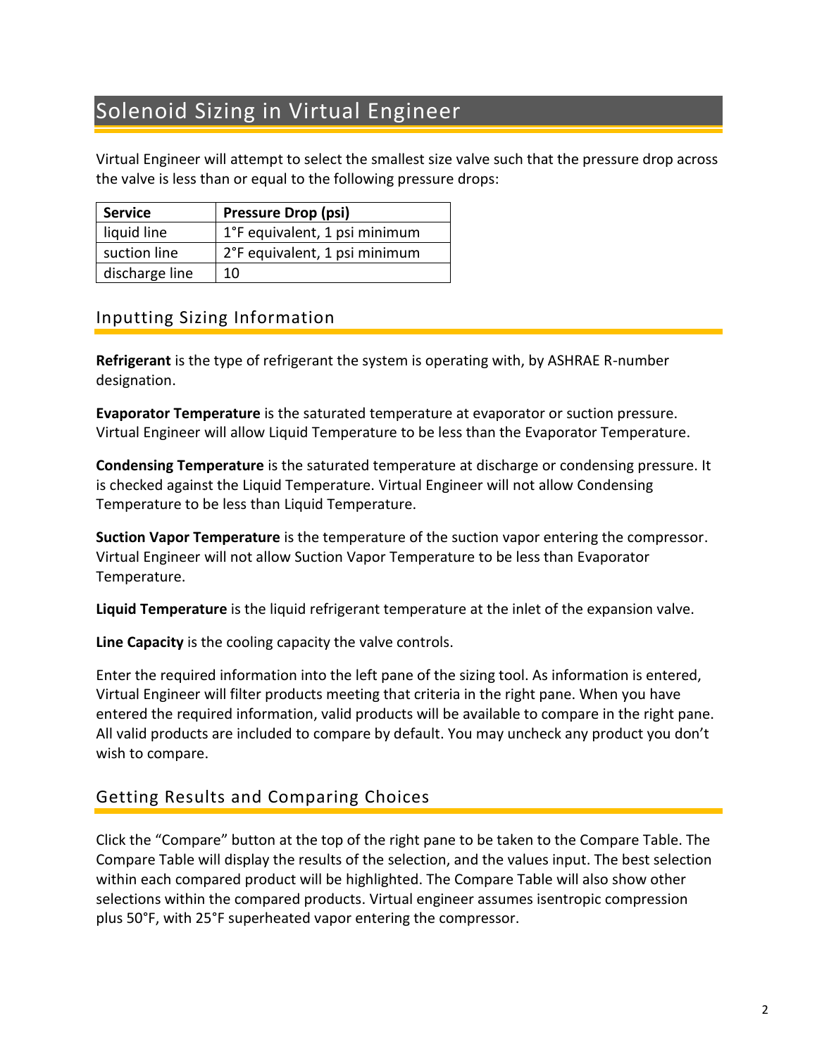# Solenoid Sizing in Virtual Engineer

Virtual Engineer will attempt to select the smallest size valve such that the pressure drop across the valve is less than or equal to the following pressure drops:

| **Service** | **Pressure Drop (psi)** |
| --- | --- |
| liquid line | 1°F equivalent, 1 psi minimum |
| suction line | 2°F equivalent, 1 psi minimum |
| discharge line | 10 |

## Inputting Sizing Information

**Refrigerant** is the type of refrigerant the system is operating with, by ASHRAE R-number designation.

**Evaporator Temperature** is the saturated temperature at evaporator or suction pressure. Virtual Engineer will allow Liquid Temperature to be less than the Evaporator Temperature.

**Condensing Temperature** is the saturated temperature at discharge or condensing pressure. It is checked against the Liquid Temperature. Virtual Engineer will not allow Condensing Temperature to be less than Liquid Temperature.

**Suction Vapor Temperature** is the temperature of the suction vapor entering the compressor. Virtual Engineer will not allow Suction Vapor Temperature to be less than Evaporator Temperature.

**Liquid Temperature** is the liquid refrigerant temperature at the inlet of the expansion valve.

**Line Capacity** is the cooling capacity the valve controls.

Enter the required information into the left pane of the sizing tool. As information is entered, Virtual Engineer will filter products meeting that criteria in the right pane. When you have entered the required information, valid products will be available to compare in the right pane. All valid products are included to compare by default. You may uncheck any product you don't wish to compare.

## Getting Results and Comparing Choices

Click the "Compare" button at the top of the right pane to be taken to the Compare Table. The Compare Table will display the results of the selection, and the values input. The best selection within each compared product will be highlighted. The Compare Table will also show other selections within the compared products. Virtual engineer assumes isentropic compression plus 50°F, with 25°F superheated vapor entering the compressor.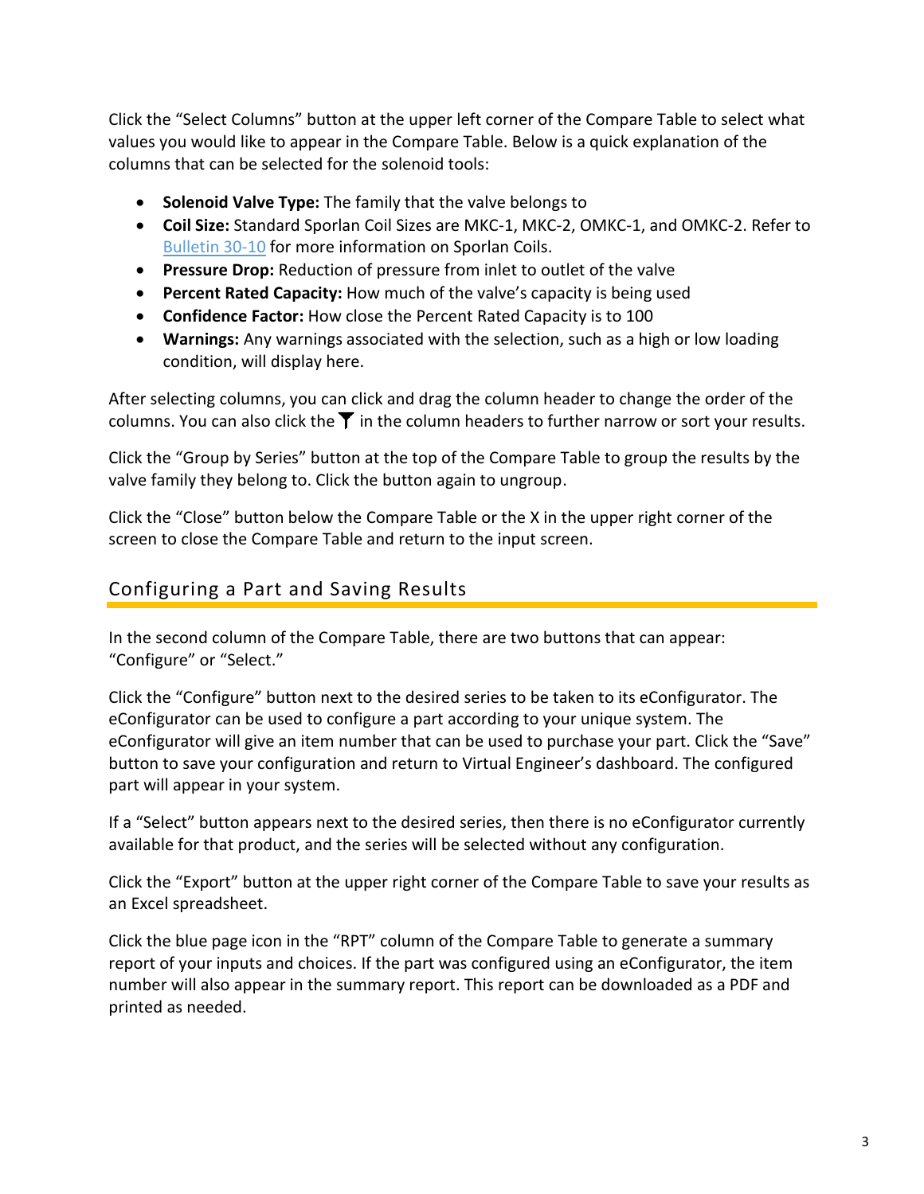Click the "Select Columns" button at the upper left corner of the Compare Table to select what values you would like to appear in the Compare Table. Below is a quick explanation of the columns that can be selected for the solenoid tools:

- **Solenoid Valve Type:** The family that the valve belongs to
- **Coil Size:** Standard Sporlan Coil Sizes are MKC-1, MKC-2, OMKC-1, and OMKC-2. Refer to Bulletin 30-10 for more information on Sporlan Coils.
- **Pressure Drop:** Reduction of pressure from inlet to outlet of the valve
- **Percent Rated Capacity:** How much of the valve's capacity is being used
- **Confidence Factor:** How close the Percent Rated Capacity is to 100
- **Warnings:** Any warnings associated with the selection, such as a high or low loading condition, will display here.

After selecting columns, you can click and drag the column header to change the order of the columns. You can also click the ▼ in the column headers to further narrow or sort your results.

Click the "Group by Series" button at the top of the Compare Table to group the results by the valve family they belong to. Click the button again to ungroup.

Click the "Close" button below the Compare Table or the X in the upper right corner of the screen to close the Compare Table and return to the input screen.

## Configuring a Part and Saving Results

In the second column of the Compare Table, there are two buttons that can appear: "Configure" or "Select."

Click the "Configure" button next to the desired series to be taken to its eConfigurator. The eConfigurator can be used to configure a part according to your unique system. The eConfigurator will give an item number that can be used to purchase your part. Click the "Save" button to save your configuration and return to Virtual Engineer's dashboard. The configured part will appear in your system.

If a "Select" button appears next to the desired series, then there is no eConfigurator currently available for that product, and the series will be selected without any configuration.

Click the "Export" button at the upper right corner of the Compare Table to save your results as an Excel spreadsheet.

Click the blue page icon in the "RPT" column of the Compare Table to generate a summary report of your inputs and choices. If the part was configured using an eConfigurator, the item number will also appear in the summary report. This report can be downloaded as a PDF and printed as needed.